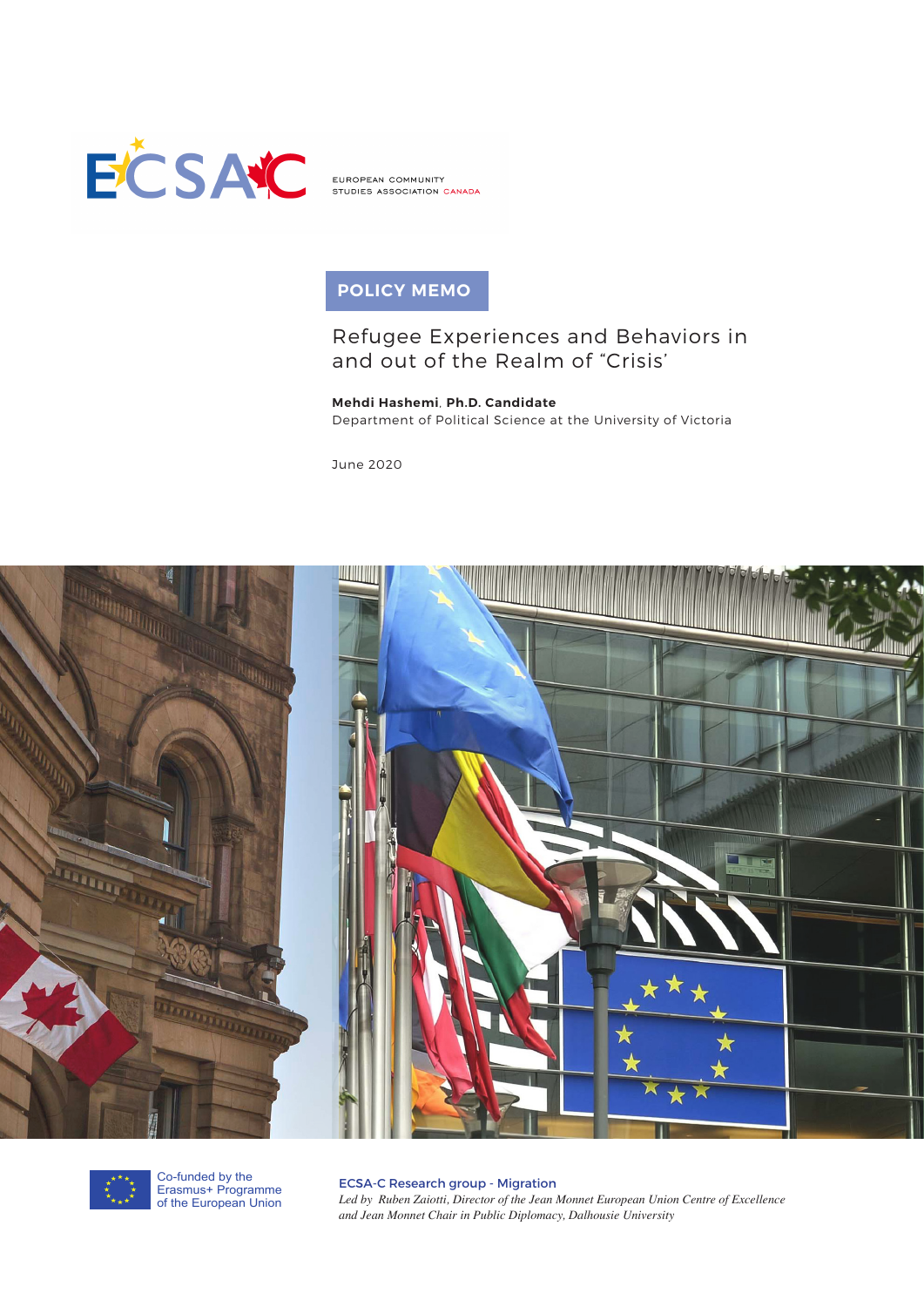ECSAC

EUROPEAN COMMUNITY STUDIES ASSOCIATION CANADA

**POLICY MEMO**

# Refugee Experiences and Behaviors in and out of the Realm of "Crisis'

**Mehdi Hashemi**, **Ph.D. Candidate**
Department of Political Science at the University of Victoria

June 2020

Co-funded by the Erasmus+ Programme of the European Union

ECSA-C Research group - Migration
*Led by Ruben Zaiotti, Director of the Jean Monnet European Union Centre of Excellence and Jean Monnet Chair in Public Diplomacy, Dalhousie University*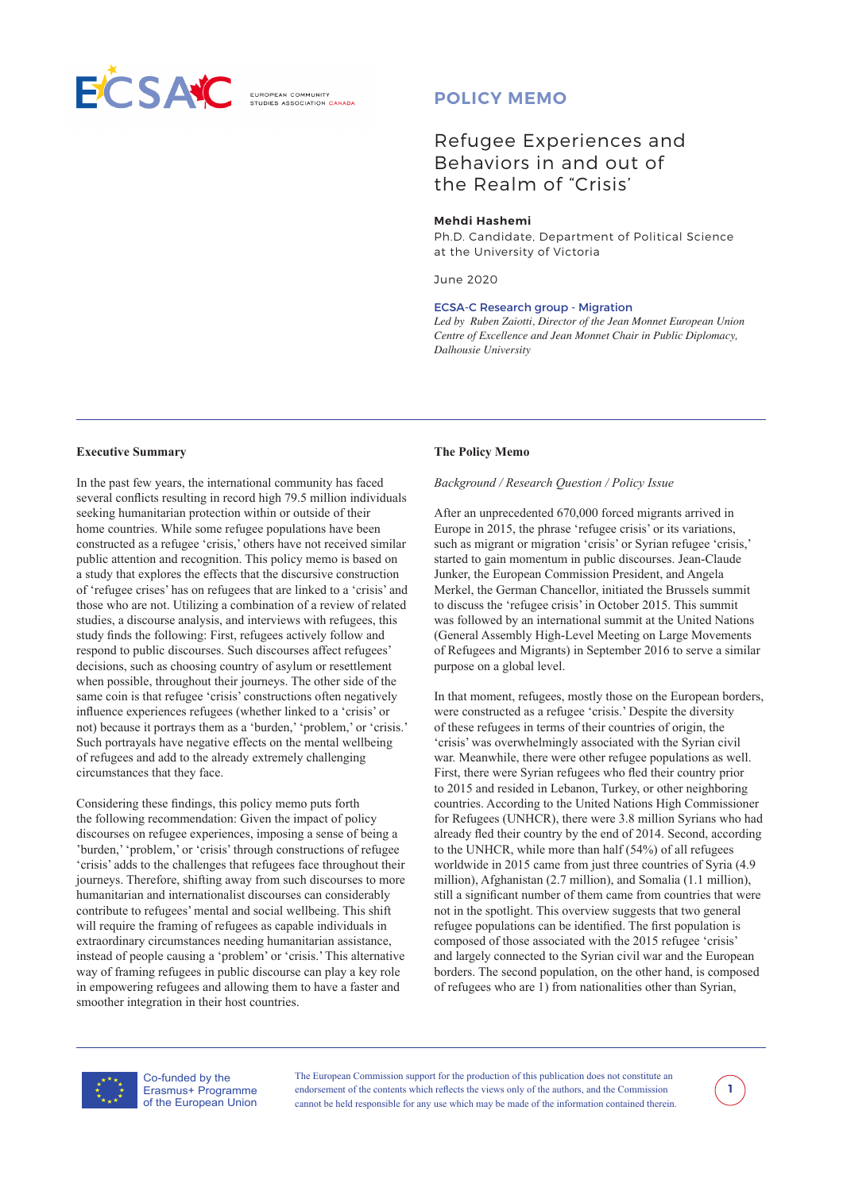# POLICY MEMO

## Refugee Experiences and Behaviors in and out of the Realm of "Crisis'

**Mehdi Hashemi**
Ph.D. Candidate, Department of Political Science at the University of Victoria

June 2020

ECSA-C Research group - Migration
*Led by Ruben Zaiotti, Director of the Jean Monnet European Union Centre of Excellence and Jean Monnet Chair in Public Diplomacy, Dalhousie University*

---

**Executive Summary**

In the past few years, the international community has faced several conflicts resulting in record high 79.5 million individuals seeking humanitarian protection within or outside of their home countries. While some refugee populations have been constructed as a refugee 'crisis,' others have not received similar public attention and recognition. This policy memo is based on a study that explores the effects that the discursive construction of 'refugee crises' has on refugees that are linked to a 'crisis' and those who are not. Utilizing a combination of a review of related studies, a discourse analysis, and interviews with refugees, this study finds the following: First, refugees actively follow and respond to public discourses. Such discourses affect refugees' decisions, such as choosing country of asylum or resettlement when possible, throughout their journeys. The other side of the same coin is that refugee 'crisis' constructions often negatively influence experiences refugees (whether linked to a 'crisis' or not) because it portrays them as a 'burden,' 'problem,' or 'crisis.' Such portrayals have negative effects on the mental wellbeing of refugees and add to the already extremely challenging circumstances that they face.

Considering these findings, this policy memo puts forth the following recommendation: Given the impact of policy discourses on refugee experiences, imposing a sense of being a 'burden,' 'problem,' or 'crisis' through constructions of refugee 'crisis' adds to the challenges that refugees face throughout their journeys. Therefore, shifting away from such discourses to more humanitarian and internationalist discourses can considerably contribute to refugees' mental and social wellbeing. This shift will require the framing of refugees as capable individuals in extraordinary circumstances needing humanitarian assistance, instead of people causing a 'problem' or 'crisis.' This alternative way of framing refugees in public discourse can play a key role in empowering refugees and allowing them to have a faster and smoother integration in their host countries.

**The Policy Memo**

*Background / Research Question / Policy Issue*

After an unprecedented 670,000 forced migrants arrived in Europe in 2015, the phrase 'refugee crisis' or its variations, such as migrant or migration 'crisis' or Syrian refugee 'crisis,' started to gain momentum in public discourses. Jean-Claude Junker, the European Commission President, and Angela Merkel, the German Chancellor, initiated the Brussels summit to discuss the 'refugee crisis' in October 2015. This summit was followed by an international summit at the United Nations (General Assembly High-Level Meeting on Large Movements of Refugees and Migrants) in September 2016 to serve a similar purpose on a global level.

In that moment, refugees, mostly those on the European borders, were constructed as a refugee 'crisis.' Despite the diversity of these refugees in terms of their countries of origin, the 'crisis' was overwhelmingly associated with the Syrian civil war. Meanwhile, there were other refugee populations as well. First, there were Syrian refugees who fled their country prior to 2015 and resided in Lebanon, Turkey, or other neighboring countries. According to the United Nations High Commissioner for Refugees (UNHCR), there were 3.8 million Syrians who had already fled their country by the end of 2014. Second, according to the UNHCR, while more than half (54%) of all refugees worldwide in 2015 came from just three countries of Syria (4.9 million), Afghanistan (2.7 million), and Somalia (1.1 million), still a significant number of them came from countries that were not in the spotlight. This overview suggests that two general refugee populations can be identified. The first population is composed of those associated with the 2015 refugee 'crisis' and largely connected to the Syrian civil war and the European borders. The second population, on the other hand, is composed of refugees who are 1) from nationalities other than Syrian,

---

Co-funded by the Erasmus+ Programme of the European Union

The European Commission support for the production of this publication does not constitute an endorsement of the contents which reflects the views only of the authors, and the Commission cannot be held responsible for any use which may be made of the information contained therein.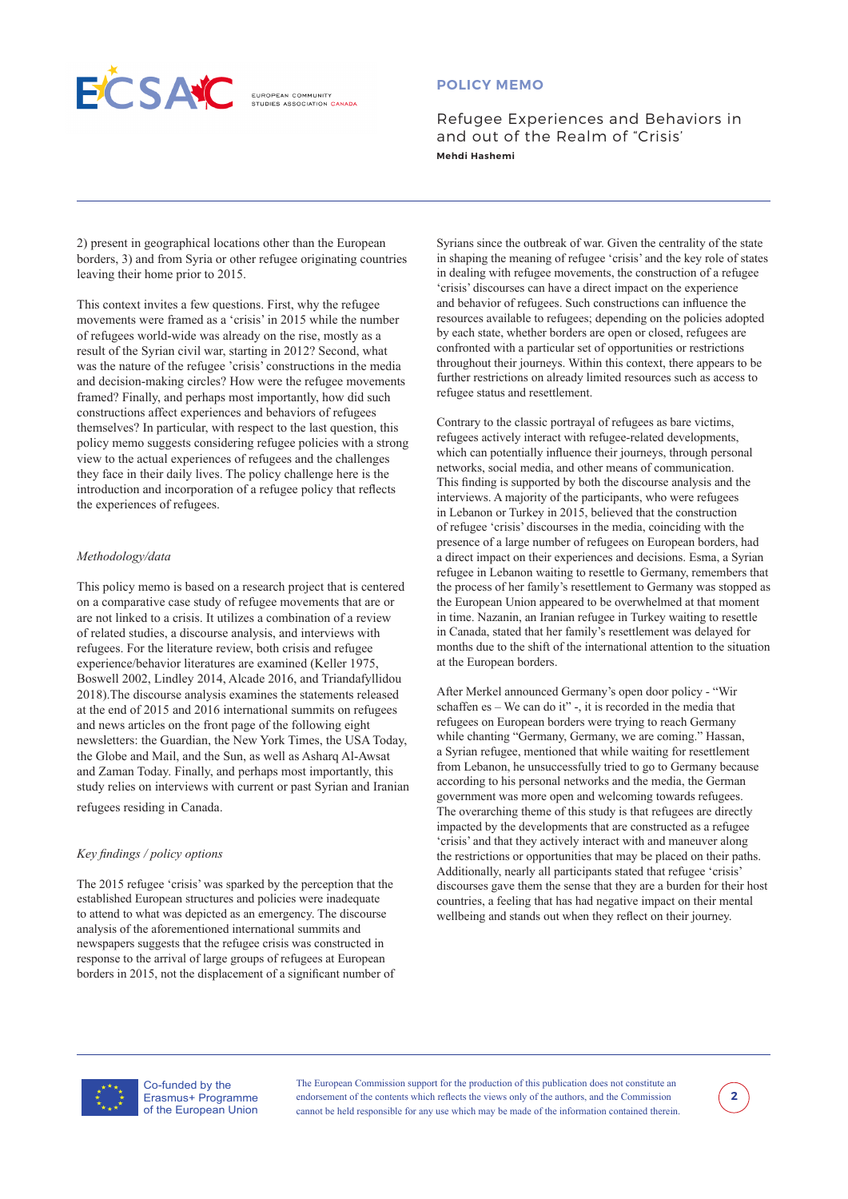2) present in geographical locations other than the European borders, 3) and from Syria or other refugee originating countries leaving their home prior to 2015.

This context invites a few questions. First, why the refugee movements were framed as a 'crisis' in 2015 while the number of refugees world-wide was already on the rise, mostly as a result of the Syrian civil war, starting in 2012? Second, what was the nature of the refugee 'crisis' constructions in the media and decision-making circles? How were the refugee movements framed? Finally, and perhaps most importantly, how did such constructions affect experiences and behaviors of refugees themselves? In particular, with respect to the last question, this policy memo suggests considering refugee policies with a strong view to the actual experiences of refugees and the challenges they face in their daily lives. The policy challenge here is the introduction and incorporation of a refugee policy that reflects the experiences of refugees.

*Methodology/data*

This policy memo is based on a research project that is centered on a comparative case study of refugee movements that are or are not linked to a crisis. It utilizes a combination of a review of related studies, a discourse analysis, and interviews with refugees. For the literature review, both crisis and refugee experience/behavior literatures are examined (Keller 1975, Boswell 2002, Lindley 2014, Alcade 2016, and Triandafyllidou 2018).The discourse analysis examines the statements released at the end of 2015 and 2016 international summits on refugees and news articles on the front page of the following eight newsletters: the Guardian, the New York Times, the USA Today, the Globe and Mail, and the Sun, as well as Asharq Al-Awsat and Zaman Today. Finally, and perhaps most importantly, this study relies on interviews with current or past Syrian and Iranian refugees residing in Canada.

*Key findings / policy options*

The 2015 refugee 'crisis' was sparked by the perception that the established European structures and policies were inadequate to attend to what was depicted as an emergency. The discourse analysis of the aforementioned international summits and newspapers suggests that the refugee crisis was constructed in response to the arrival of large groups of refugees at European borders in 2015, not the displacement of a significant number of Syrians since the outbreak of war. Given the centrality of the state in shaping the meaning of refugee 'crisis' and the key role of states in dealing with refugee movements, the construction of a refugee 'crisis' discourses can have a direct impact on the experience and behavior of refugees. Such constructions can influence the resources available to refugees; depending on the policies adopted by each state, whether borders are open or closed, refugees are confronted with a particular set of opportunities or restrictions throughout their journeys. Within this context, there appears to be further restrictions on already limited resources such as access to refugee status and resettlement.

Contrary to the classic portrayal of refugees as bare victims, refugees actively interact with refugee-related developments, which can potentially influence their journeys, through personal networks, social media, and other means of communication. This finding is supported by both the discourse analysis and the interviews. A majority of the participants, who were refugees in Lebanon or Turkey in 2015, believed that the construction of refugee 'crisis' discourses in the media, coinciding with the presence of a large number of refugees on European borders, had a direct impact on their experiences and decisions. Esma, a Syrian refugee in Lebanon waiting to resettle to Germany, remembers that the process of her family's resettlement to Germany was stopped as the European Union appeared to be overwhelmed at that moment in time. Nazanin, an Iranian refugee in Turkey waiting to resettle in Canada, stated that her family's resettlement was delayed for months due to the shift of the international attention to the situation at the European borders.

After Merkel announced Germany's open door policy - "Wir schaffen es – We can do it" -, it is recorded in the media that refugees on European borders were trying to reach Germany while chanting "Germany, Germany, we are coming." Hassan, a Syrian refugee, mentioned that while waiting for resettlement from Lebanon, he unsuccessfully tried to go to Germany because according to his personal networks and the media, the German government was more open and welcoming towards refugees. The overarching theme of this study is that refugees are directly impacted by the developments that are constructed as a refugee 'crisis' and that they actively interact with and maneuver along the restrictions or opportunities that may be placed on their paths. Additionally, nearly all participants stated that refugee 'crisis' discourses gave them the sense that they are a burden for their host countries, a feeling that has had negative impact on their mental wellbeing and stands out when they reflect on their journey.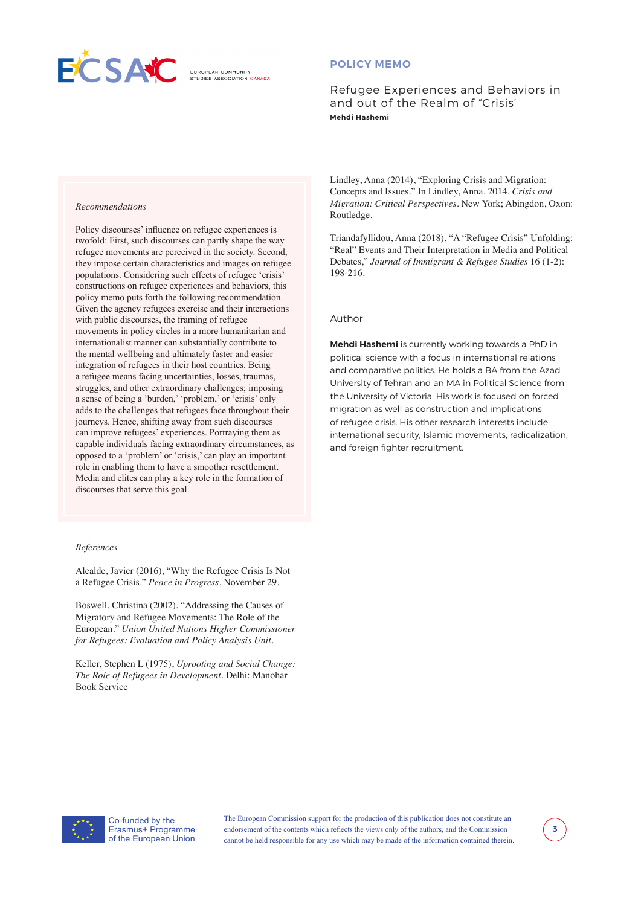## Recommendations

Policy discourses' influence on refugee experiences is twofold: First, such discourses can partly shape the way refugee movements are perceived in the society. Second, they impose certain characteristics and images on refugee populations. Considering such effects of refugee 'crisis' constructions on refugee experiences and behaviors, this policy memo puts forth the following recommendation. Given the agency refugees exercise and their interactions with public discourses, the framing of refugee movements in policy circles in a more humanitarian and internationalist manner can substantially contribute to the mental wellbeing and ultimately faster and easier integration of refugees in their host countries. Being a refugee means facing uncertainties, losses, traumas, struggles, and other extraordinary challenges; imposing a sense of being a 'burden,' 'problem,' or 'crisis' only adds to the challenges that refugees face throughout their journeys. Hence, shifting away from such discourses can improve refugees' experiences. Portraying them as capable individuals facing extraordinary circumstances, as opposed to a 'problem' or 'crisis,' can play an important role in enabling them to have a smoother resettlement. Media and elites can play a key role in the formation of discourses that serve this goal.

## References

Alcalde, Javier (2016), "Why the Refugee Crisis Is Not a Refugee Crisis." *Peace in Progress*, November 29.

Boswell, Christina (2002), "Addressing the Causes of Migratory and Refugee Movements: The Role of the European." *Union United Nations Higher Commissioner for Refugees: Evaluation and Policy Analysis Unit*.

Keller, Stephen L (1975), *Uprooting and Social Change: The Role of Refugees in Development*. Delhi: Manohar Book Service

Lindley, Anna (2014), "Exploring Crisis and Migration: Concepts and Issues." In Lindley, Anna. 2014. *Crisis and Migration: Critical Perspectives*. New York; Abingdon, Oxon: Routledge.

Triandafyllidou, Anna (2018), "A "Refugee Crisis" Unfolding: "Real" Events and Their Interpretation in Media and Political Debates," *Journal of Immigrant & Refugee Studies* 16 (1-2): 198-216.

## Author

**Mehdi Hashemi** is currently working towards a PhD in political science with a focus in international relations and comparative politics. He holds a BA from the Azad University of Tehran and an MA in Political Science from the University of Victoria. His work is focused on forced migration as well as construction and implications of refugee crisis. His other research interests include international security, Islamic movements, radicalization, and foreign fighter recruitment.

Co-funded by the Erasmus+ Programme of the European Union

The European Commission support for the production of this publication does not constitute an endorsement of the contents which reflects the views only of the authors, and the Commission cannot be held responsible for any use which may be made of the information contained therein.